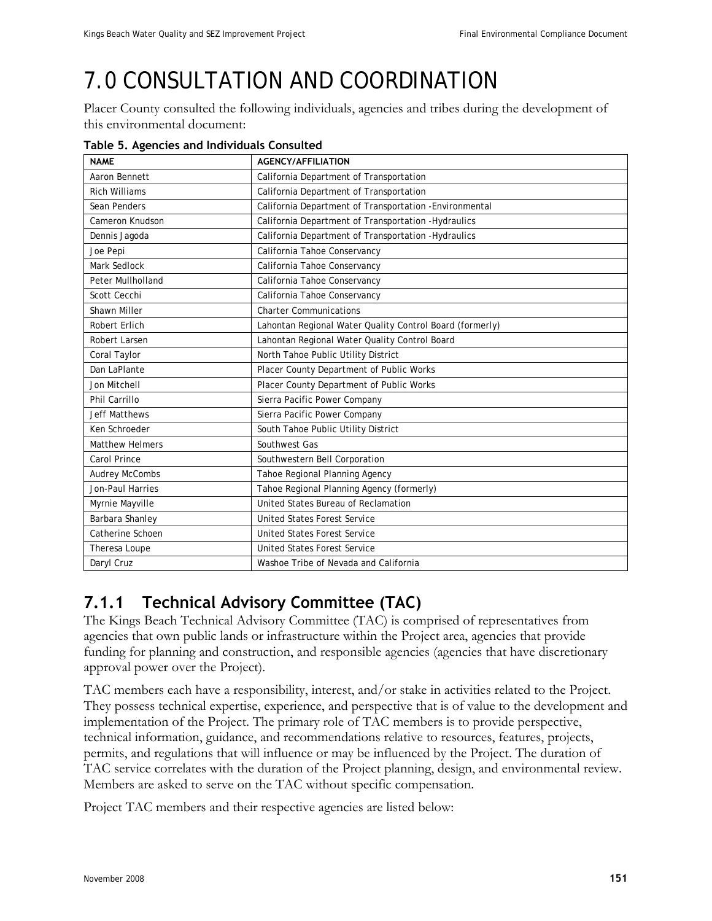# 7.0 CONSULTATION AND COORDINATION

Placer County consulted the following individuals, agencies and tribes during the development of this environmental document:

**Table 5. Agencies and Individuals Consulted**

| NAME | AGENCY/AFFILIATION |
|---|---|
| Aaron Bennett | California Department of Transportation |
| Rich Williams | California Department of Transportation |
| Sean Penders | California Department of Transportation -Environmental |
| Cameron Knudson | California Department of Transportation -Hydraulics |
| Dennis Jagoda | California Department of Transportation -Hydraulics |
| Joe Pepi | California Tahoe Conservancy |
| Mark Sedlock | California Tahoe Conservancy |
| Peter Mullholland | California Tahoe Conservancy |
| Scott Cecchi | California Tahoe Conservancy |
| Shawn Miller | Charter Communications |
| Robert Erlich | Lahontan Regional Water Quality Control Board (formerly) |
| Robert Larsen | Lahontan Regional Water Quality Control Board |
| Coral Taylor | North Tahoe Public Utility District |
| Dan LaPlante | Placer County Department of Public Works |
| Jon Mitchell | Placer County Department of Public Works |
| Phil Carrillo | Sierra Pacific Power Company |
| Jeff Matthews | Sierra Pacific Power Company |
| Ken Schroeder | South Tahoe Public Utility District |
| Matthew Helmers | Southwest Gas |
| Carol Prince | Southwestern Bell Corporation |
| Audrey McCombs | Tahoe Regional Planning Agency |
| Jon-Paul Harries | Tahoe Regional Planning Agency (formerly) |
| Myrnie Mayville | United States Bureau of Reclamation |
| Barbara Shanley | United States Forest Service |
| Catherine Schoen | United States Forest Service |
| Theresa Loupe | United States Forest Service |
| Daryl Cruz | Washoe Tribe of Nevada and California |

## 7.1.1 Technical Advisory Committee (TAC)

The Kings Beach Technical Advisory Committee (TAC) is comprised of representatives from agencies that own public lands or infrastructure within the Project area, agencies that provide funding for planning and construction, and responsible agencies (agencies that have discretionary approval power over the Project).

TAC members each have a responsibility, interest, and/or stake in activities related to the Project. They possess technical expertise, experience, and perspective that is of value to the development and implementation of the Project. The primary role of TAC members is to provide perspective, technical information, guidance, and recommendations relative to resources, features, projects, permits, and regulations that will influence or may be influenced by the Project. The duration of TAC service correlates with the duration of the Project planning, design, and environmental review. Members are asked to serve on the TAC without specific compensation.

Project TAC members and their respective agencies are listed below: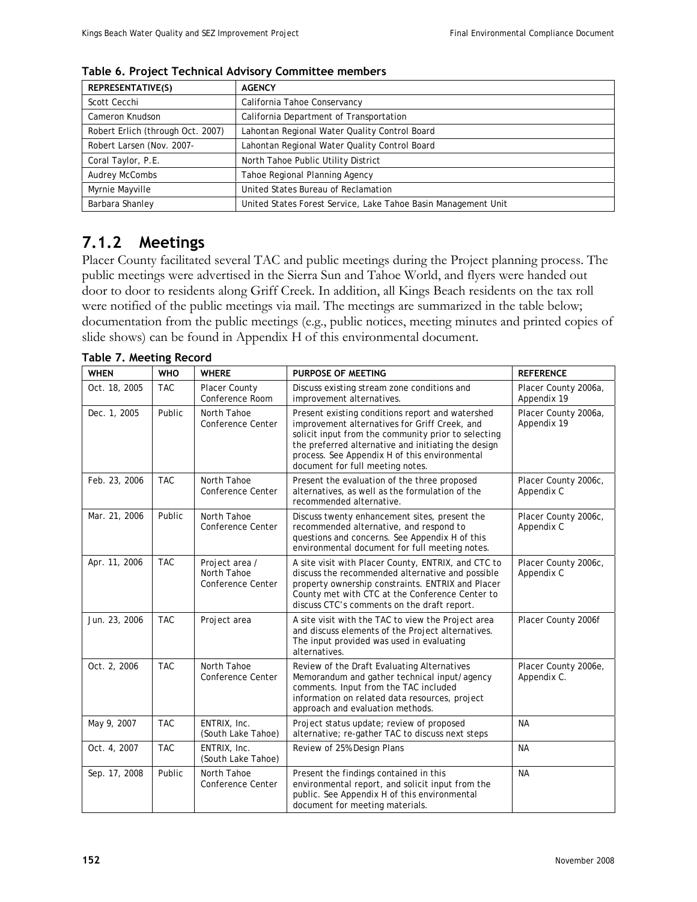**Table 6. Project Technical Advisory Committee members**

| REPRESENTATIVE(S) | AGENCY |
|---|---|
| Scott Cecchi | California Tahoe Conservancy |
| Cameron Knudson | California Department of Transportation |
| Robert Erlich (through Oct. 2007) | Lahontan Regional Water Quality Control Board |
| Robert Larsen (Nov. 2007- | Lahontan Regional Water Quality Control Board |
| Coral Taylor, P.E. | North Tahoe Public Utility District |
| Audrey McCombs | Tahoe Regional Planning Agency |
| Myrnie Mayville | United States Bureau of Reclamation |
| Barbara Shanley | United States Forest Service, Lake Tahoe Basin Management Unit |

## 7.1.2 Meetings

Placer County facilitated several TAC and public meetings during the Project planning process. The public meetings were advertised in the Sierra Sun and Tahoe World, and flyers were handed out door to door to residents along Griff Creek. In addition, all Kings Beach residents on the tax roll were notified of the public meetings via mail. The meetings are summarized in the table below; documentation from the public meetings (e.g., public notices, meeting minutes and printed copies of slide shows) can be found in Appendix H of this environmental document.

**Table 7. Meeting Record**

| WHEN | WHO | WHERE | PURPOSE OF MEETING | REFERENCE |
|---|---|---|---|---|
| Oct. 18, 2005 | TAC | Placer County Conference Room | Discuss existing stream zone conditions and improvement alternatives. | Placer County 2006a, Appendix 19 |
| Dec. 1, 2005 | Public | North Tahoe Conference Center | Present existing conditions report and watershed improvement alternatives for Griff Creek, and solicit input from the community prior to selecting the preferred alternative and initiating the design process. See Appendix H of this environmental document for full meeting notes. | Placer County 2006a, Appendix 19 |
| Feb. 23, 2006 | TAC | North Tahoe Conference Center | Present the evaluation of the three proposed alternatives, as well as the formulation of the recommended alternative. | Placer County 2006c, Appendix C |
| Mar. 21, 2006 | Public | North Tahoe Conference Center | Discuss twenty enhancement sites, present the recommended alternative, and respond to questions and concerns. See Appendix H of this environmental document for full meeting notes. | Placer County 2006c, Appendix C |
| Apr. 11, 2006 | TAC | Project area / North Tahoe Conference Center | A site visit with Placer County, ENTRIX, and CTC to discuss the recommended alternative and possible property ownership constraints. ENTRIX and Placer County met with CTC at the Conference Center to discuss CTC's comments on the draft report. | Placer County 2006c, Appendix C |
| Jun. 23, 2006 | TAC | Project area | A site visit with the TAC to view the Project area and discuss elements of the Project alternatives. The input provided was used in evaluating alternatives. | Placer County 2006f |
| Oct. 2, 2006 | TAC | North Tahoe Conference Center | Review of the Draft Evaluating Alternatives Memorandum and gather technical input/agency comments. Input from the TAC included information on related data resources, project approach and evaluation methods. | Placer County 2006e, Appendix C. |
| May 9, 2007 | TAC | ENTRIX, Inc. (South Lake Tahoe) | Project status update; review of proposed alternative; re-gather TAC to discuss next steps | NA |
| Oct. 4, 2007 | TAC | ENTRIX, Inc. (South Lake Tahoe) | Review of 25% Design Plans | NA |
| Sep. 17, 2008 | Public | North Tahoe Conference Center | Present the findings contained in this environmental report, and solicit input from the public. See Appendix H of this environmental document for meeting materials. | NA |